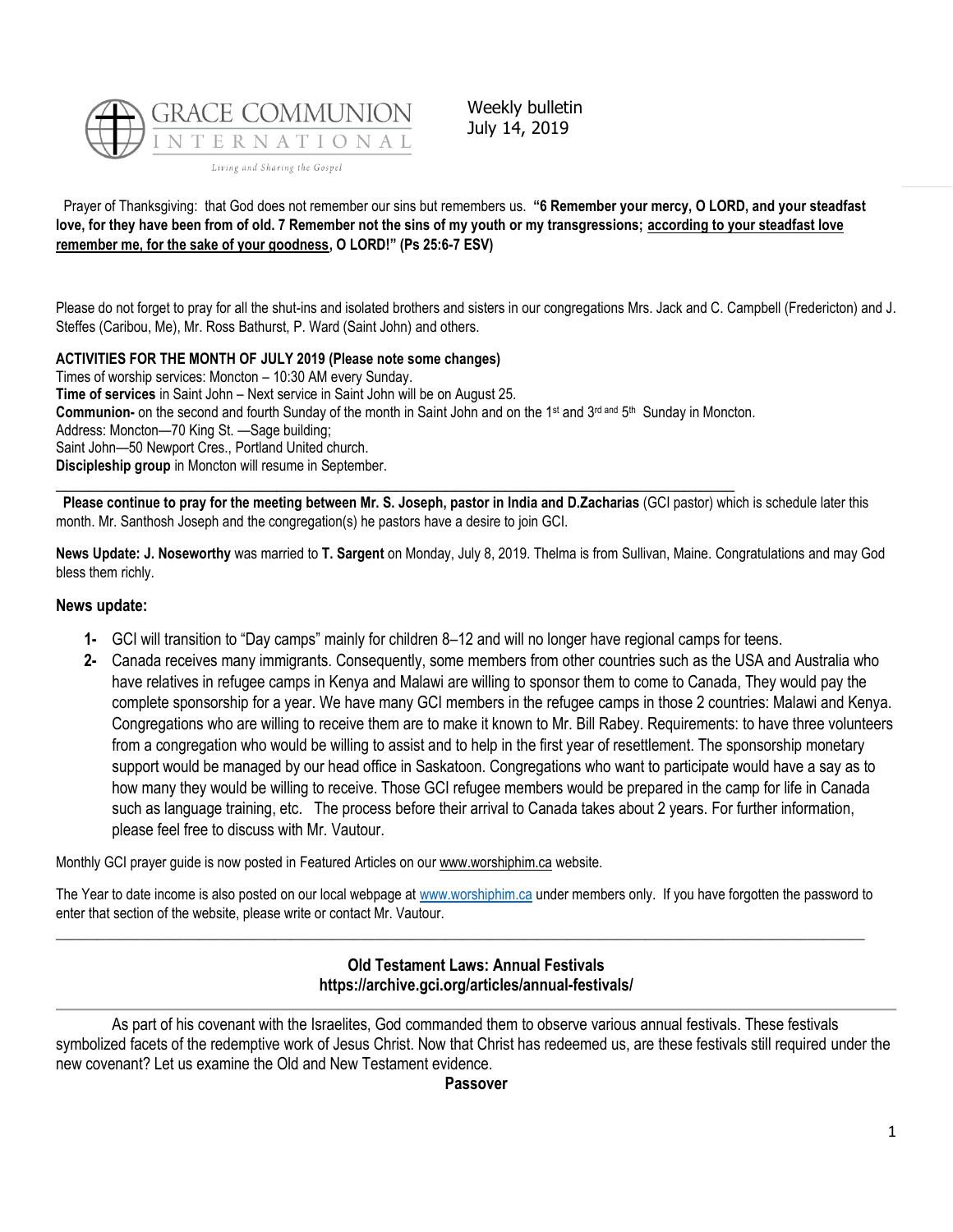GRACE COMMUNION INTERNATIONAL

Living and Sharing the Gospel

Weekly bulletin
July 14, 2019

Prayer of Thanksgiving: that God does not remember our sins but remembers us. **"6 Remember your mercy, O LORD, and your steadfast love, for they have been from of old. 7 Remember not the sins of my youth or my transgressions; according to your steadfast love remember me, for the sake of your goodness, O LORD!" (Ps 25:6-7 ESV)**

Please do not forget to pray for all the shut-ins and isolated brothers and sisters in our congregations Mrs. Jack and C. Campbell (Fredericton) and J. Steffes (Caribou, Me), Mr. Ross Bathurst, P. Ward (Saint John) and others.

**ACTIVITIES FOR THE MONTH OF JULY 2019 (Please note some changes)**
Times of worship services: Moncton – 10:30 AM every Sunday.
**Time of services** in Saint John – Next service in Saint John will be on August 25.
**Communion-** on the second and fourth Sunday of the month in Saint John and on the 1st and 3rd and 5th Sunday in Moncton.
Address: Moncton—70 King St. —Sage building;
Saint John—50 Newport Cres., Portland United church.
**Discipleship group** in Moncton will resume in September.

---

**Please continue to pray for the meeting between Mr. S. Joseph, pastor in India and D.Zacharias** (GCI pastor) which is schedule later this month. Mr. Santhosh Joseph and the congregation(s) he pastors have a desire to join GCI.

**News Update: J. Noseworthy** was married to **T. Sargent** on Monday, July 8, 2019. Thelma is from Sullivan, Maine. Congratulations and may God bless them richly.

### News update:

1- GCI will transition to "Day camps" mainly for children 8–12 and will no longer have regional camps for teens.

2- Canada receives many immigrants. Consequently, some members from other countries such as the USA and Australia who have relatives in refugee camps in Kenya and Malawi are willing to sponsor them to come to Canada, They would pay the complete sponsorship for a year. We have many GCI members in the refugee camps in those 2 countries: Malawi and Kenya. Congregations who are willing to receive them are to make it known to Mr. Bill Rabey. Requirements: to have three volunteers from a congregation who would be willing to assist and to help in the first year of resettlement. The sponsorship monetary support would be managed by our head office in Saskatoon. Congregations who want to participate would have a say as to how many they would be willing to receive. Those GCI refugee members would be prepared in the camp for life in Canada such as language training, etc. The process before their arrival to Canada takes about 2 years. For further information, please feel free to discuss with Mr. Vautour.

Monthly GCI prayer guide is now posted in Featured Articles on our www.worshiphim.ca website.

The Year to date income is also posted on our local webpage at www.worshiphim.ca under members only. If you have forgotten the password to enter that section of the website, please write or contact Mr. Vautour.

---

## Old Testament Laws: Annual Festivals
**https://archive.gci.org/articles/annual-festivals/**

---

As part of his covenant with the Israelites, God commanded them to observe various annual festivals. These festivals symbolized facets of the redemptive work of Jesus Christ. Now that Christ has redeemed us, are these festivals still required under the new covenant? Let us examine the Old and New Testament evidence.

### Passover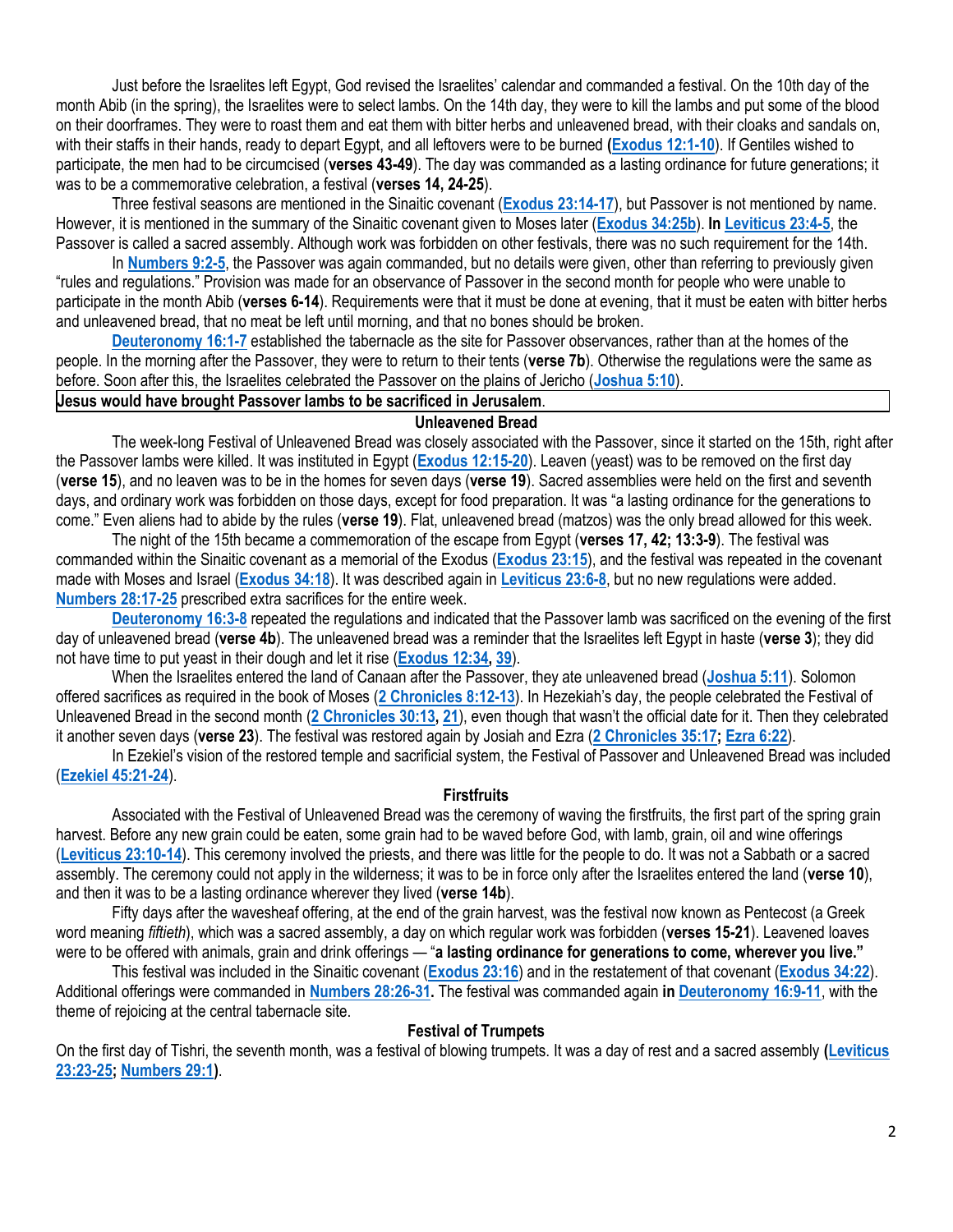Just before the Israelites left Egypt, God revised the Israelites' calendar and commanded a festival. On the 10th day of the month Abib (in the spring), the Israelites were to select lambs. On the 14th day, they were to kill the lambs and put some of the blood on their doorframes. They were to roast them and eat them with bitter herbs and unleavened bread, with their cloaks and sandals on, with their staffs in their hands, ready to depart Egypt, and all leftovers were to be burned (**Exodus 12:1-10**). If Gentiles wished to participate, the men had to be circumcised (**verses 43-49**). The day was commanded as a lasting ordinance for future generations; it was to be a commemorative celebration, a festival (**verses 14, 24-25**).

Three festival seasons are mentioned in the Sinaitic covenant (**Exodus 23:14-17**), but Passover is not mentioned by name. However, it is mentioned in the summary of the Sinaitic covenant given to Moses later (**Exodus 34:25b**). **In Leviticus 23:4-5**, the Passover is called a sacred assembly. Although work was forbidden on other festivals, there was no such requirement for the 14th.

In **Numbers 9:2-5**, the Passover was again commanded, but no details were given, other than referring to previously given "rules and regulations." Provision was made for an observance of Passover in the second month for people who were unable to participate in the month Abib (**verses 6-14**). Requirements were that it must be done at evening, that it must be eaten with bitter herbs and unleavened bread, that no meat be left until morning, and that no bones should be broken.

**Deuteronomy 16:1-7** established the tabernacle as the site for Passover observances, rather than at the homes of the people. In the morning after the Passover, they were to return to their tents (**verse 7b**). Otherwise the regulations were the same as before. Soon after this, the Israelites celebrated the Passover on the plains of Jericho (**Joshua 5:10**).

**Jesus would have brought Passover lambs to be sacrificed in Jerusalem**.

## Unleavened Bread

The week-long Festival of Unleavened Bread was closely associated with the Passover, since it started on the 15th, right after the Passover lambs were killed. It was instituted in Egypt (**Exodus 12:15-20**). Leaven (yeast) was to be removed on the first day (**verse 15**), and no leaven was to be in the homes for seven days (**verse 19**). Sacred assemblies were held on the first and seventh days, and ordinary work was forbidden on those days, except for food preparation. It was "a lasting ordinance for the generations to come." Even aliens had to abide by the rules (**verse 19**). Flat, unleavened bread (matzos) was the only bread allowed for this week.

The night of the 15th became a commemoration of the escape from Egypt (**verses 17, 42; 13:3-9**). The festival was commanded within the Sinaitic covenant as a memorial of the Exodus (**Exodus 23:15**), and the festival was repeated in the covenant made with Moses and Israel (**Exodus 34:18**). It was described again in **Leviticus 23:6-8**, but no new regulations were added. **Numbers 28:17-25** prescribed extra sacrifices for the entire week.

**Deuteronomy 16:3-8** repeated the regulations and indicated that the Passover lamb was sacrificed on the evening of the first day of unleavened bread (**verse 4b**). The unleavened bread was a reminder that the Israelites left Egypt in haste (**verse 3**); they did not have time to put yeast in their dough and let it rise (**Exodus 12:34, 39**).

When the Israelites entered the land of Canaan after the Passover, they ate unleavened bread (**Joshua 5:11**). Solomon offered sacrifices as required in the book of Moses (**2 Chronicles 8:12-13**). In Hezekiah's day, the people celebrated the Festival of Unleavened Bread in the second month (**2 Chronicles 30:13, 21**), even though that wasn't the official date for it. Then they celebrated it another seven days (**verse 23**). The festival was restored again by Josiah and Ezra (**2 Chronicles 35:17; Ezra 6:22**).

In Ezekiel's vision of the restored temple and sacrificial system, the Festival of Passover and Unleavened Bread was included (**Ezekiel 45:21-24**).

## Firstfruits

Associated with the Festival of Unleavened Bread was the ceremony of waving the firstfruits, the first part of the spring grain harvest. Before any new grain could be eaten, some grain had to be waved before God, with lamb, grain, oil and wine offerings (**Leviticus 23:10-14**). This ceremony involved the priests, and there was little for the people to do. It was not a Sabbath or a sacred assembly. The ceremony could not apply in the wilderness; it was to be in force only after the Israelites entered the land (**verse 10**), and then it was to be a lasting ordinance wherever they lived (**verse 14b**).

Fifty days after the wavesheaf offering, at the end of the grain harvest, was the festival now known as Pentecost (a Greek word meaning *fiftieth*), which was a sacred assembly, a day on which regular work was forbidden (**verses 15-21**). Leavened loaves were to be offered with animals, grain and drink offerings — "**a lasting ordinance for generations to come, wherever you live."**

This festival was included in the Sinaitic covenant (**Exodus 23:16**) and in the restatement of that covenant (**Exodus 34:22**). Additional offerings were commanded in **Numbers 28:26-31.** The festival was commanded again **in Deuteronomy 16:9-11**, with the theme of rejoicing at the central tabernacle site.

## Festival of Trumpets

On the first day of Tishri, the seventh month, was a festival of blowing trumpets. It was a day of rest and a sacred assembly **(Leviticus 23:23-25; Numbers 29:1)**.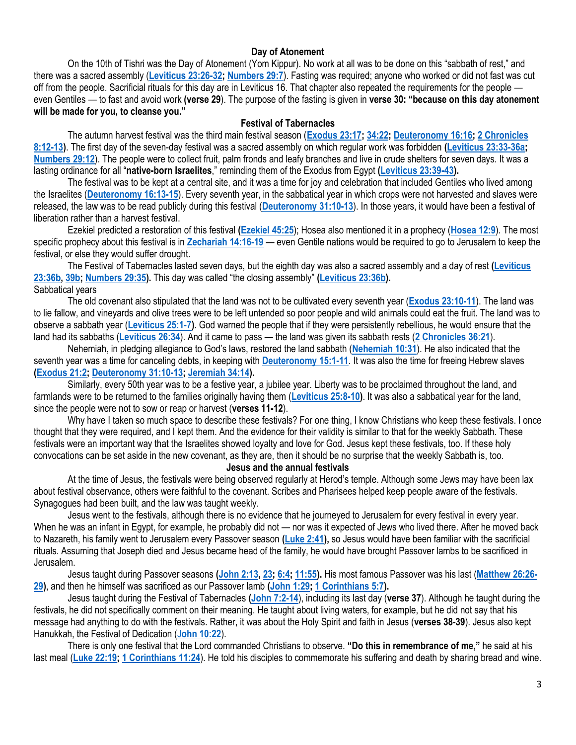## Day of Atonement

On the 10th of Tishri was the Day of Atonement (Yom Kippur). No work at all was to be done on this "sabbath of rest," and there was a sacred assembly (**Leviticus 23:26-32; Numbers 29:7**). Fasting was required; anyone who worked or did not fast was cut off from the people. Sacrificial rituals for this day are in Leviticus 16. That chapter also repeated the requirements for the people — even Gentiles — to fast and avoid work **(verse 29**). The purpose of the fasting is given in **verse 30: "because on this day atonement will be made for you, to cleanse you."**

## Festival of Tabernacles

The autumn harvest festival was the third main festival season (**Exodus 23:17; 34:22; Deuteronomy 16:16; 2 Chronicles 8:12-13)**. The first day of the seven-day festival was a sacred assembly on which regular work was forbidden **(Leviticus 23:33-36a; Numbers 29:12**). The people were to collect fruit, palm fronds and leafy branches and live in crude shelters for seven days. It was a lasting ordinance for all "**native-born Israelites**," reminding them of the Exodus from Egypt **(Leviticus 23:39-43).**

The festival was to be kept at a central site, and it was a time for joy and celebration that included Gentiles who lived among the Israelites (**Deuteronomy 16:13-15**). Every seventh year, in the sabbatical year in which crops were not harvested and slaves were released, the law was to be read publicly during this festival (**Deuteronomy 31:10-13**). In those years, it would have been a festival of liberation rather than a harvest festival.

Ezekiel predicted a restoration of this festival **(Ezekiel 45:25**); Hosea also mentioned it in a prophecy (**Hosea 12:9**). The most specific prophecy about this festival is in **Zechariah 14:16-19** — even Gentile nations would be required to go to Jerusalem to keep the festival, or else they would suffer drought.

The Festival of Tabernacles lasted seven days, but the eighth day was also a sacred assembly and a day of rest **(Leviticus 23:36b, 39b; Numbers 29:35).** This day was called "the closing assembly" **(Leviticus 23:36b).**

Sabbatical years

The old covenant also stipulated that the land was not to be cultivated every seventh year (**Exodus 23:10-11**). The land was to lie fallow, and vineyards and olive trees were to be left untended so poor people and wild animals could eat the fruit. The land was to observe a sabbath year (**Leviticus 25:1-7**). God warned the people that if they were persistently rebellious, he would ensure that the land had its sabbaths (**Leviticus 26:34**). And it came to pass — the land was given its sabbath rests (**2 Chronicles 36:21**).

Nehemiah, in pledging allegiance to God's laws, restored the land sabbath (**Nehemiah 10:31**). He also indicated that the seventh year was a time for canceling debts, in keeping with **Deuteronomy 15:1-11**. It was also the time for freeing Hebrew slaves **(Exodus 21:2; Deuteronomy 31:10-13; Jeremiah 34:14).**

Similarly, every 50th year was to be a festive year, a jubilee year. Liberty was to be proclaimed throughout the land, and farmlands were to be returned to the families originally having them (**Leviticus 25:8-10)**. It was also a sabbatical year for the land, since the people were not to sow or reap or harvest (**verses 11-12**).

Why have I taken so much space to describe these festivals? For one thing, I know Christians who keep these festivals. I once thought that they were required, and I kept them. And the evidence for their validity is similar to that for the weekly Sabbath. These festivals were an important way that the Israelites showed loyalty and love for God. Jesus kept these festivals, too. If these holy convocations can be set aside in the new covenant, as they are, then it should be no surprise that the weekly Sabbath is, too.

## Jesus and the annual festivals

At the time of Jesus, the festivals were being observed regularly at Herod's temple. Although some Jews may have been lax about festival observance, others were faithful to the covenant. Scribes and Pharisees helped keep people aware of the festivals. Synagogues had been built, and the law was taught weekly.

Jesus went to the festivals, although there is no evidence that he journeyed to Jerusalem for every festival in every year. When he was an infant in Egypt, for example, he probably did not — nor was it expected of Jews who lived there. After he moved back to Nazareth, his family went to Jerusalem every Passover season **(Luke 2:41),** so Jesus would have been familiar with the sacrificial rituals. Assuming that Joseph died and Jesus became head of the family, he would have brought Passover lambs to be sacrificed in Jerusalem.

Jesus taught during Passover seasons **(John 2:13, 23; 6:4; 11:55).** His most famous Passover was his last (**Matthew 26:26-29**), and then he himself was sacrificed as our Passover lamb **(John 1:29; 1 Corinthians 5:7).**

Jesus taught during the Festival of Tabernacles **(John 7:2-14**), including its last day (**verse 37**). Although he taught during the festivals, he did not specifically comment on their meaning. He taught about living waters, for example, but he did not say that his message had anything to do with the festivals. Rather, it was about the Holy Spirit and faith in Jesus (**verses 38-39**). Jesus also kept Hanukkah, the Festival of Dedication (**John 10:22**).

There is only one festival that the Lord commanded Christians to observe. **"Do this in remembrance of me,"** he said at his last meal (**Luke 22:19; 1 Corinthians 11:24**). He told his disciples to commemorate his suffering and death by sharing bread and wine.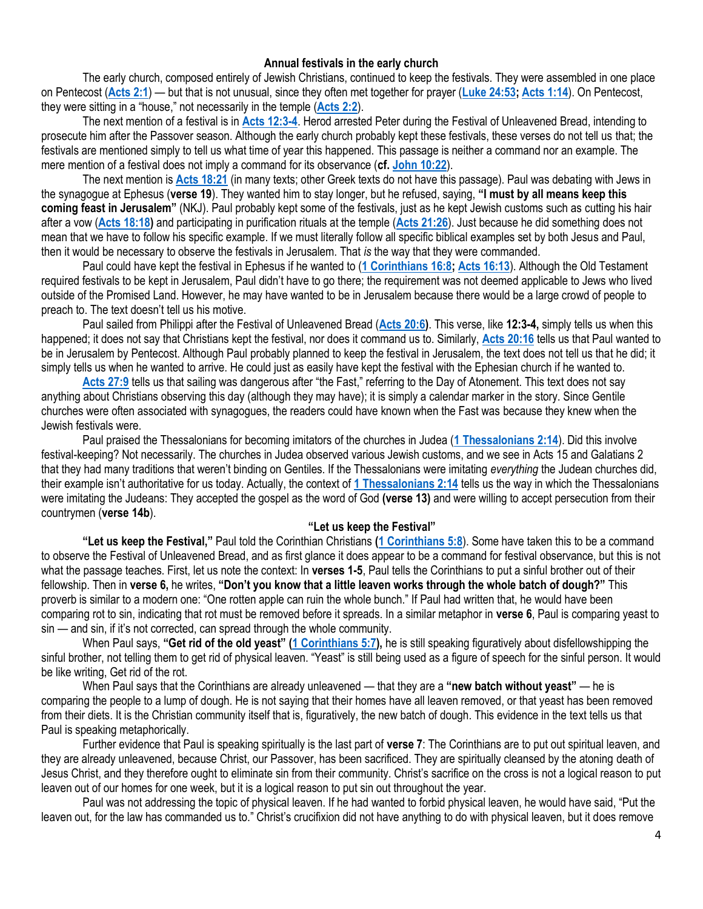## Annual festivals in the early church

The early church, composed entirely of Jewish Christians, continued to keep the festivals. They were assembled in one place on Pentecost (**Acts 2:1**) — but that is not unusual, since they often met together for prayer (**Luke 24:53; Acts 1:14**). On Pentecost, they were sitting in a "house," not necessarily in the temple (**Acts 2:2**).

The next mention of a festival is in **Acts 12:3-4**. Herod arrested Peter during the Festival of Unleavened Bread, intending to prosecute him after the Passover season. Although the early church probably kept these festivals, these verses do not tell us that; the festivals are mentioned simply to tell us what time of year this happened. This passage is neither a command nor an example. The mere mention of a festival does not imply a command for its observance (**cf. John 10:22**).

The next mention is **Acts 18:21** (in many texts; other Greek texts do not have this passage). Paul was debating with Jews in the synagogue at Ephesus (**verse 19**). They wanted him to stay longer, but he refused, saying, **"I must by all means keep this coming feast in Jerusalem"** (NKJ). Paul probably kept some of the festivals, just as he kept Jewish customs such as cutting his hair after a vow (**Acts 18:18**) and participating in purification rituals at the temple (**Acts 21:26**). Just because he did something does not mean that we have to follow his specific example. If we must literally follow all specific biblical examples set by both Jesus and Paul, then it would be necessary to observe the festivals in Jerusalem. That *is* the way that they were commanded.

Paul could have kept the festival in Ephesus if he wanted to (**1 Corinthians 16:8; Acts 16:13**). Although the Old Testament required festivals to be kept in Jerusalem, Paul didn't have to go there; the requirement was not deemed applicable to Jews who lived outside of the Promised Land. However, he may have wanted to be in Jerusalem because there would be a large crowd of people to preach to. The text doesn't tell us his motive.

Paul sailed from Philippi after the Festival of Unleavened Bread (**Acts 20:6**). This verse, like **12:3-4,** simply tells us when this happened; it does not say that Christians kept the festival, nor does it command us to. Similarly, **Acts 20:16** tells us that Paul wanted to be in Jerusalem by Pentecost. Although Paul probably planned to keep the festival in Jerusalem, the text does not tell us that he did; it simply tells us when he wanted to arrive. He could just as easily have kept the festival with the Ephesian church if he wanted to.

**Acts 27:9** tells us that sailing was dangerous after "the Fast," referring to the Day of Atonement. This text does not say anything about Christians observing this day (although they may have); it is simply a calendar marker in the story. Since Gentile churches were often associated with synagogues, the readers could have known when the Fast was because they knew when the Jewish festivals were.

Paul praised the Thessalonians for becoming imitators of the churches in Judea (**1 Thessalonians 2:14**). Did this involve festival-keeping? Not necessarily. The churches in Judea observed various Jewish customs, and we see in Acts 15 and Galatians 2 that they had many traditions that weren't binding on Gentiles. If the Thessalonians were imitating *everything* the Judean churches did, their example isn't authoritative for us today. Actually, the context of **1 Thessalonians 2:14** tells us the way in which the Thessalonians were imitating the Judeans: They accepted the gospel as the word of God **(verse 13)** and were willing to accept persecution from their countrymen (**verse 14b**).

## "Let us keep the Festival"

**"Let us keep the Festival,"** Paul told the Corinthian Christians **(1 Corinthians 5:8**). Some have taken this to be a command to observe the Festival of Unleavened Bread, and as first glance it does appear to be a command for festival observance, but this is not what the passage teaches. First, let us note the context: In **verses 1-5**, Paul tells the Corinthians to put a sinful brother out of their fellowship. Then in **verse 6,** he writes, **"Don't you know that a little leaven works through the whole batch of dough?"** This proverb is similar to a modern one: "One rotten apple can ruin the whole bunch." If Paul had written that, he would have been comparing rot to sin, indicating that rot must be removed before it spreads. In a similar metaphor in **verse 6**, Paul is comparing yeast to sin — and sin, if it's not corrected, can spread through the whole community.

When Paul says, **"Get rid of the old yeast" (1 Corinthians 5:7),** he is still speaking figuratively about disfellowshipping the sinful brother, not telling them to get rid of physical leaven. "Yeast" is still being used as a figure of speech for the sinful person. It would be like writing, Get rid of the rot.

When Paul says that the Corinthians are already unleavened — that they are a **"new batch without yeast"** — he is comparing the people to a lump of dough. He is not saying that their homes have all leaven removed, or that yeast has been removed from their diets. It is the Christian community itself that is, figuratively, the new batch of dough. This evidence in the text tells us that Paul is speaking metaphorically.

Further evidence that Paul is speaking spiritually is the last part of **verse 7**: The Corinthians are to put out spiritual leaven, and they are already unleavened, because Christ, our Passover, has been sacrificed. They are spiritually cleansed by the atoning death of Jesus Christ, and they therefore ought to eliminate sin from their community. Christ's sacrifice on the cross is not a logical reason to put leaven out of our homes for one week, but it is a logical reason to put sin out throughout the year.

Paul was not addressing the topic of physical leaven. If he had wanted to forbid physical leaven, he would have said, "Put the leaven out, for the law has commanded us to." Christ's crucifixion did not have anything to do with physical leaven, but it does remove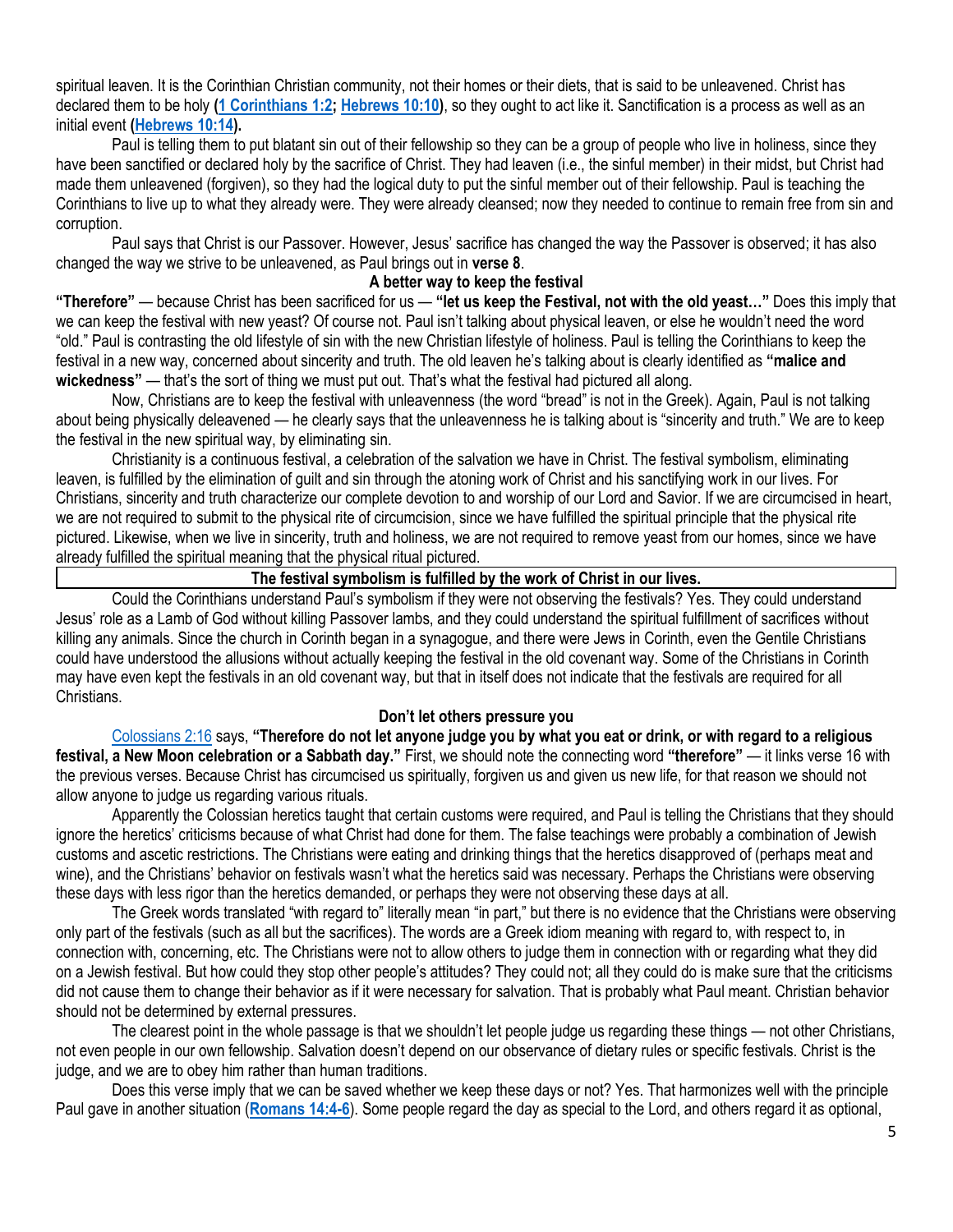spiritual leaven. It is the Corinthian Christian community, not their homes or their diets, that is said to be unleavened. Christ has declared them to be holy **(1 Corinthians 1:2; Hebrews 10:10)**, so they ought to act like it. Sanctification is a process as well as an initial event **(Hebrews 10:14).**

Paul is telling them to put blatant sin out of their fellowship so they can be a group of people who live in holiness, since they have been sanctified or declared holy by the sacrifice of Christ. They had leaven (i.e., the sinful member) in their midst, but Christ had made them unleavened (forgiven), so they had the logical duty to put the sinful member out of their fellowship. Paul is teaching the Corinthians to live up to what they already were. They were already cleansed; now they needed to continue to remain free from sin and corruption.

Paul says that Christ is our Passover. However, Jesus' sacrifice has changed the way the Passover is observed; it has also changed the way we strive to be unleavened, as Paul brings out in **verse 8**.

### A better way to keep the festival

**"Therefore"** — because Christ has been sacrificed for us — **"let us keep the Festival, not with the old yeast…"** Does this imply that we can keep the festival with new yeast? Of course not. Paul isn't talking about physical leaven, or else he wouldn't need the word "old." Paul is contrasting the old lifestyle of sin with the new Christian lifestyle of holiness. Paul is telling the Corinthians to keep the festival in a new way, concerned about sincerity and truth. The old leaven he's talking about is clearly identified as **"malice and wickedness"** — that's the sort of thing we must put out. That's what the festival had pictured all along.

Now, Christians are to keep the festival with unleavenness (the word "bread" is not in the Greek). Again, Paul is not talking about being physically deleavened — he clearly says that the unleavenness he is talking about is "sincerity and truth." We are to keep the festival in the new spiritual way, by eliminating sin.

Christianity is a continuous festival, a celebration of the salvation we have in Christ. The festival symbolism, eliminating leaven, is fulfilled by the elimination of guilt and sin through the atoning work of Christ and his sanctifying work in our lives. For Christians, sincerity and truth characterize our complete devotion to and worship of our Lord and Savior. If we are circumcised in heart, we are not required to submit to the physical rite of circumcision, since we have fulfilled the spiritual principle that the physical rite pictured. Likewise, when we live in sincerity, truth and holiness, we are not required to remove yeast from our homes, since we have already fulfilled the spiritual meaning that the physical ritual pictured.

**The festival symbolism is fulfilled by the work of Christ in our lives.**

Could the Corinthians understand Paul's symbolism if they were not observing the festivals? Yes. They could understand Jesus' role as a Lamb of God without killing Passover lambs, and they could understand the spiritual fulfillment of sacrifices without killing any animals. Since the church in Corinth began in a synagogue, and there were Jews in Corinth, even the Gentile Christians could have understood the allusions without actually keeping the festival in the old covenant way. Some of the Christians in Corinth may have even kept the festivals in an old covenant way, but that in itself does not indicate that the festivals are required for all Christians.

### Don't let others pressure you

Colossians 2:16 says, **"Therefore do not let anyone judge you by what you eat or drink, or with regard to a religious festival, a New Moon celebration or a Sabbath day."** First, we should note the connecting word **"therefore"** — it links verse 16 with the previous verses. Because Christ has circumcised us spiritually, forgiven us and given us new life, for that reason we should not allow anyone to judge us regarding various rituals.

Apparently the Colossian heretics taught that certain customs were required, and Paul is telling the Christians that they should ignore the heretics' criticisms because of what Christ had done for them. The false teachings were probably a combination of Jewish customs and ascetic restrictions. The Christians were eating and drinking things that the heretics disapproved of (perhaps meat and wine), and the Christians' behavior on festivals wasn't what the heretics said was necessary. Perhaps the Christians were observing these days with less rigor than the heretics demanded, or perhaps they were not observing these days at all.

The Greek words translated "with regard to" literally mean "in part," but there is no evidence that the Christians were observing only part of the festivals (such as all but the sacrifices). The words are a Greek idiom meaning with regard to, with respect to, in connection with, concerning, etc. The Christians were not to allow others to judge them in connection with or regarding what they did on a Jewish festival. But how could they stop other people's attitudes? They could not; all they could do is make sure that the criticisms did not cause them to change their behavior as if it were necessary for salvation. That is probably what Paul meant. Christian behavior should not be determined by external pressures.

The clearest point in the whole passage is that we shouldn't let people judge us regarding these things — not other Christians, not even people in our own fellowship. Salvation doesn't depend on our observance of dietary rules or specific festivals. Christ is the judge, and we are to obey him rather than human traditions.

Does this verse imply that we can be saved whether we keep these days or not? Yes. That harmonizes well with the principle Paul gave in another situation (**Romans 14:4-6**). Some people regard the day as special to the Lord, and others regard it as optional,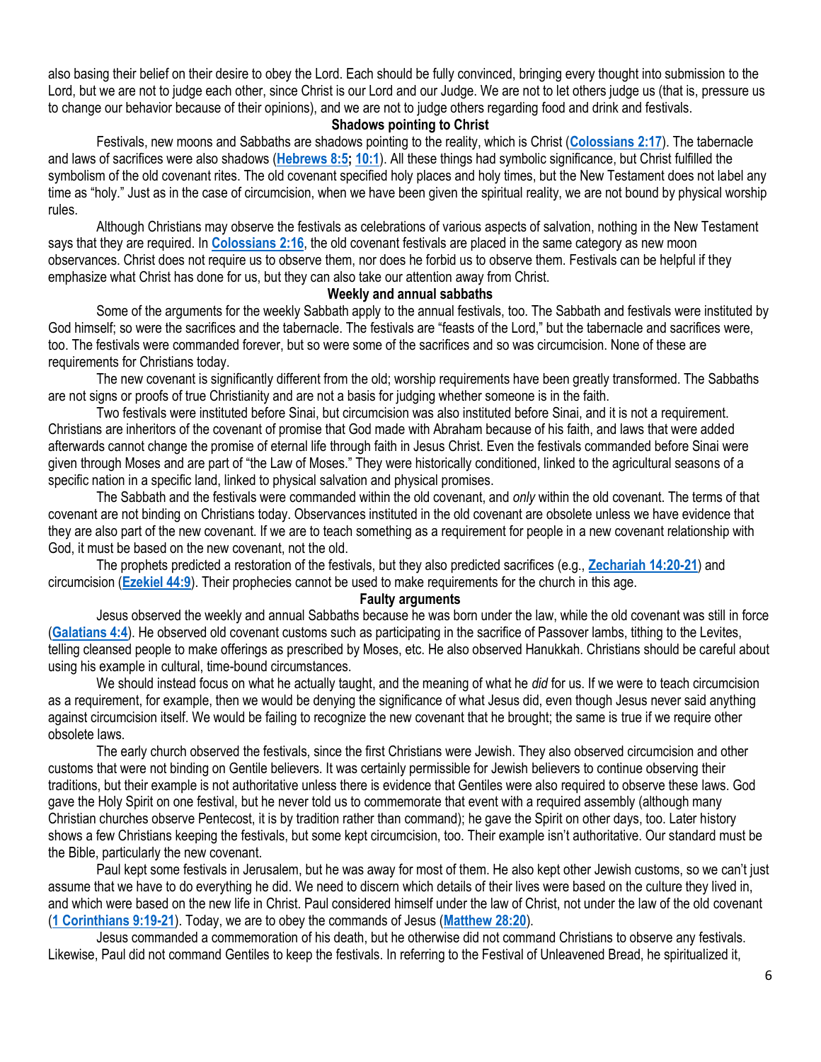also basing their belief on their desire to obey the Lord. Each should be fully convinced, bringing every thought into submission to the Lord, but we are not to judge each other, since Christ is our Lord and our Judge. We are not to let others judge us (that is, pressure us to change our behavior because of their opinions), and we are not to judge others regarding food and drink and festivals.

### Shadows pointing to Christ

Festivals, new moons and Sabbaths are shadows pointing to the reality, which is Christ (**Colossians 2:17**). The tabernacle and laws of sacrifices were also shadows (**Hebrews 8:5; 10:1**). All these things had symbolic significance, but Christ fulfilled the symbolism of the old covenant rites. The old covenant specified holy places and holy times, but the New Testament does not label any time as "holy." Just as in the case of circumcision, when we have been given the spiritual reality, we are not bound by physical worship rules.

Although Christians may observe the festivals as celebrations of various aspects of salvation, nothing in the New Testament says that they are required. In **Colossians 2:16**, the old covenant festivals are placed in the same category as new moon observances. Christ does not require us to observe them, nor does he forbid us to observe them. Festivals can be helpful if they emphasize what Christ has done for us, but they can also take our attention away from Christ.

### Weekly and annual sabbaths

Some of the arguments for the weekly Sabbath apply to the annual festivals, too. The Sabbath and festivals were instituted by God himself; so were the sacrifices and the tabernacle. The festivals are "feasts of the Lord," but the tabernacle and sacrifices were, too. The festivals were commanded forever, but so were some of the sacrifices and so was circumcision. None of these are requirements for Christians today.

The new covenant is significantly different from the old; worship requirements have been greatly transformed. The Sabbaths are not signs or proofs of true Christianity and are not a basis for judging whether someone is in the faith.

Two festivals were instituted before Sinai, but circumcision was also instituted before Sinai, and it is not a requirement. Christians are inheritors of the covenant of promise that God made with Abraham because of his faith, and laws that were added afterwards cannot change the promise of eternal life through faith in Jesus Christ. Even the festivals commanded before Sinai were given through Moses and are part of "the Law of Moses." They were historically conditioned, linked to the agricultural seasons of a specific nation in a specific land, linked to physical salvation and physical promises.

The Sabbath and the festivals were commanded within the old covenant, and *only* within the old covenant. The terms of that covenant are not binding on Christians today. Observances instituted in the old covenant are obsolete unless we have evidence that they are also part of the new covenant. If we are to teach something as a requirement for people in a new covenant relationship with God, it must be based on the new covenant, not the old.

The prophets predicted a restoration of the festivals, but they also predicted sacrifices (e.g., **Zechariah 14:20-21**) and circumcision (**Ezekiel 44:9**). Their prophecies cannot be used to make requirements for the church in this age.

### Faulty arguments

Jesus observed the weekly and annual Sabbaths because he was born under the law, while the old covenant was still in force (**Galatians 4:4**). He observed old covenant customs such as participating in the sacrifice of Passover lambs, tithing to the Levites, telling cleansed people to make offerings as prescribed by Moses, etc. He also observed Hanukkah. Christians should be careful about using his example in cultural, time-bound circumstances.

We should instead focus on what he actually taught, and the meaning of what he *did* for us. If we were to teach circumcision as a requirement, for example, then we would be denying the significance of what Jesus did, even though Jesus never said anything against circumcision itself. We would be failing to recognize the new covenant that he brought; the same is true if we require other obsolete laws.

The early church observed the festivals, since the first Christians were Jewish. They also observed circumcision and other customs that were not binding on Gentile believers. It was certainly permissible for Jewish believers to continue observing their traditions, but their example is not authoritative unless there is evidence that Gentiles were also required to observe these laws. God gave the Holy Spirit on one festival, but he never told us to commemorate that event with a required assembly (although many Christian churches observe Pentecost, it is by tradition rather than command); he gave the Spirit on other days, too. Later history shows a few Christians keeping the festivals, but some kept circumcision, too. Their example isn't authoritative. Our standard must be the Bible, particularly the new covenant.

Paul kept some festivals in Jerusalem, but he was away for most of them. He also kept other Jewish customs, so we can't just assume that we have to do everything he did. We need to discern which details of their lives were based on the culture they lived in, and which were based on the new life in Christ. Paul considered himself under the law of Christ, not under the law of the old covenant (**1 Corinthians 9:19-21**). Today, we are to obey the commands of Jesus (**Matthew 28:20**).

Jesus commanded a commemoration of his death, but he otherwise did not command Christians to observe any festivals. Likewise, Paul did not command Gentiles to keep the festivals. In referring to the Festival of Unleavened Bread, he spiritualized it,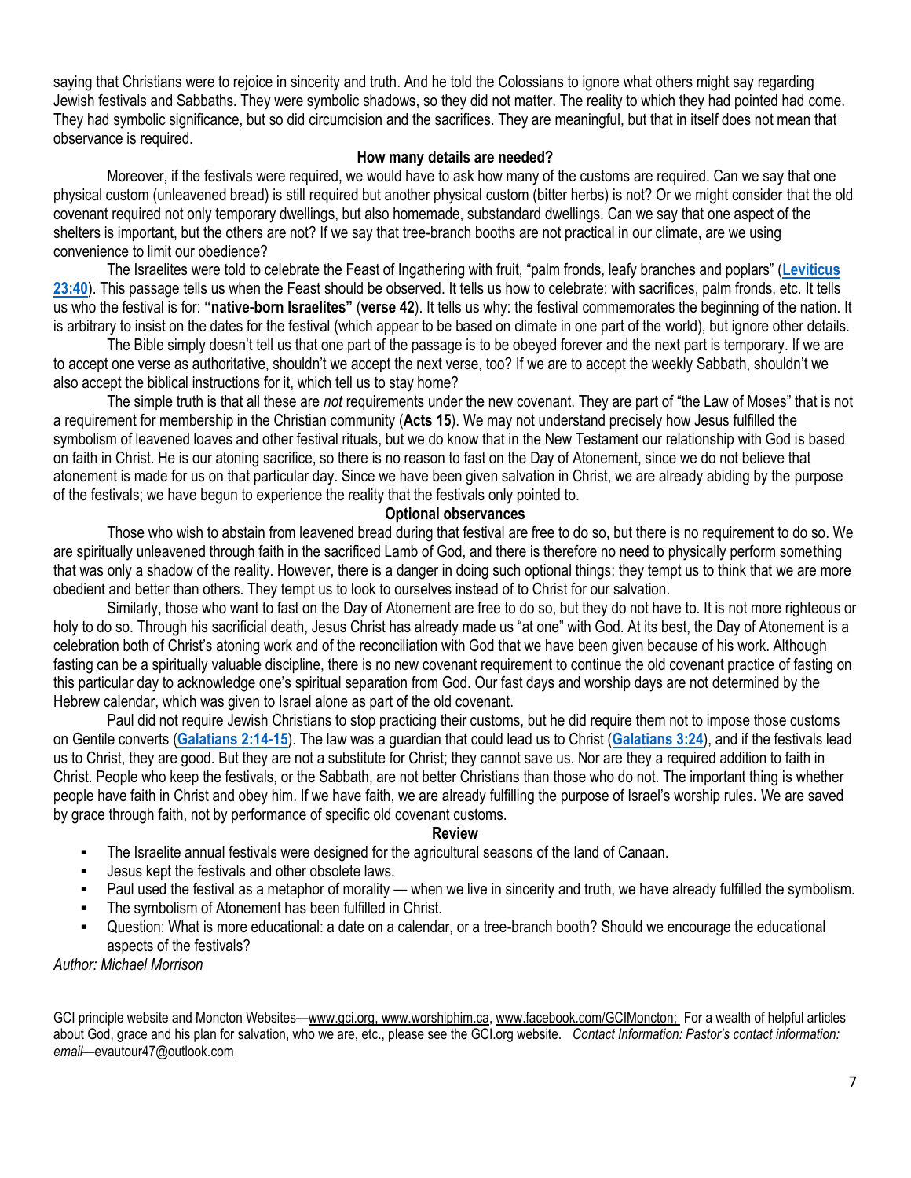saying that Christians were to rejoice in sincerity and truth. And he told the Colossians to ignore what others might say regarding Jewish festivals and Sabbaths. They were symbolic shadows, so they did not matter. The reality to which they had pointed had come. They had symbolic significance, but so did circumcision and the sacrifices. They are meaningful, but that in itself does not mean that observance is required.

### How many details are needed?

Moreover, if the festivals were required, we would have to ask how many of the customs are required. Can we say that one physical custom (unleavened bread) is still required but another physical custom (bitter herbs) is not? Or we might consider that the old covenant required not only temporary dwellings, but also homemade, substandard dwellings. Can we say that one aspect of the shelters is important, but the others are not? If we say that tree-branch booths are not practical in our climate, are we using convenience to limit our obedience?

The Israelites were told to celebrate the Feast of Ingathering with fruit, "palm fronds, leafy branches and poplars" (**Leviticus 23:40**). This passage tells us when the Feast should be observed. It tells us how to celebrate: with sacrifices, palm fronds, etc. It tells us who the festival is for: **"native-born Israelites"** (**verse 42**). It tells us why: the festival commemorates the beginning of the nation. It is arbitrary to insist on the dates for the festival (which appear to be based on climate in one part of the world), but ignore other details.

The Bible simply doesn't tell us that one part of the passage is to be obeyed forever and the next part is temporary. If we are to accept one verse as authoritative, shouldn't we accept the next verse, too? If we are to accept the weekly Sabbath, shouldn't we also accept the biblical instructions for it, which tell us to stay home?

The simple truth is that all these are *not* requirements under the new covenant. They are part of "the Law of Moses" that is not a requirement for membership in the Christian community (**Acts 15**). We may not understand precisely how Jesus fulfilled the symbolism of leavened loaves and other festival rituals, but we do know that in the New Testament our relationship with God is based on faith in Christ. He is our atoning sacrifice, so there is no reason to fast on the Day of Atonement, since we do not believe that atonement is made for us on that particular day. Since we have been given salvation in Christ, we are already abiding by the purpose of the festivals; we have begun to experience the reality that the festivals only pointed to.

### Optional observances

Those who wish to abstain from leavened bread during that festival are free to do so, but there is no requirement to do so. We are spiritually unleavened through faith in the sacrificed Lamb of God, and there is therefore no need to physically perform something that was only a shadow of the reality. However, there is a danger in doing such optional things: they tempt us to think that we are more obedient and better than others. They tempt us to look to ourselves instead of to Christ for our salvation.

Similarly, those who want to fast on the Day of Atonement are free to do so, but they do not have to. It is not more righteous or holy to do so. Through his sacrificial death, Jesus Christ has already made us "at one" with God. At its best, the Day of Atonement is a celebration both of Christ's atoning work and of the reconciliation with God that we have been given because of his work. Although fasting can be a spiritually valuable discipline, there is no new covenant requirement to continue the old covenant practice of fasting on this particular day to acknowledge one's spiritual separation from God. Our fast days and worship days are not determined by the Hebrew calendar, which was given to Israel alone as part of the old covenant.

Paul did not require Jewish Christians to stop practicing their customs, but he did require them not to impose those customs on Gentile converts (**Galatians 2:14-15**). The law was a guardian that could lead us to Christ (**Galatians 3:24**), and if the festivals lead us to Christ, they are good. But they are not a substitute for Christ; they cannot save us. Nor are they a required addition to faith in Christ. People who keep the festivals, or the Sabbath, are not better Christians than those who do not. The important thing is whether people have faith in Christ and obey him. If we have faith, we are already fulfilling the purpose of Israel's worship rules. We are saved by grace through faith, not by performance of specific old covenant customs.

### Review

- The Israelite annual festivals were designed for the agricultural seasons of the land of Canaan.
- Jesus kept the festivals and other obsolete laws.
- Paul used the festival as a metaphor of morality — when we live in sincerity and truth, we have already fulfilled the symbolism.
- The symbolism of Atonement has been fulfilled in Christ.
- Question: What is more educational: a date on a calendar, or a tree-branch booth? Should we encourage the educational aspects of the festivals?

*Author: Michael Morrison*

GCI principle website and Moncton Websites—www.gci.org, www.worshiphim.ca, www.facebook.com/GCIMoncton; For a wealth of helpful articles about God, grace and his plan for salvation, who we are, etc., please see the GCI.org website. *Contact Information: Pastor's contact information: email*—evautour47@outlook.com